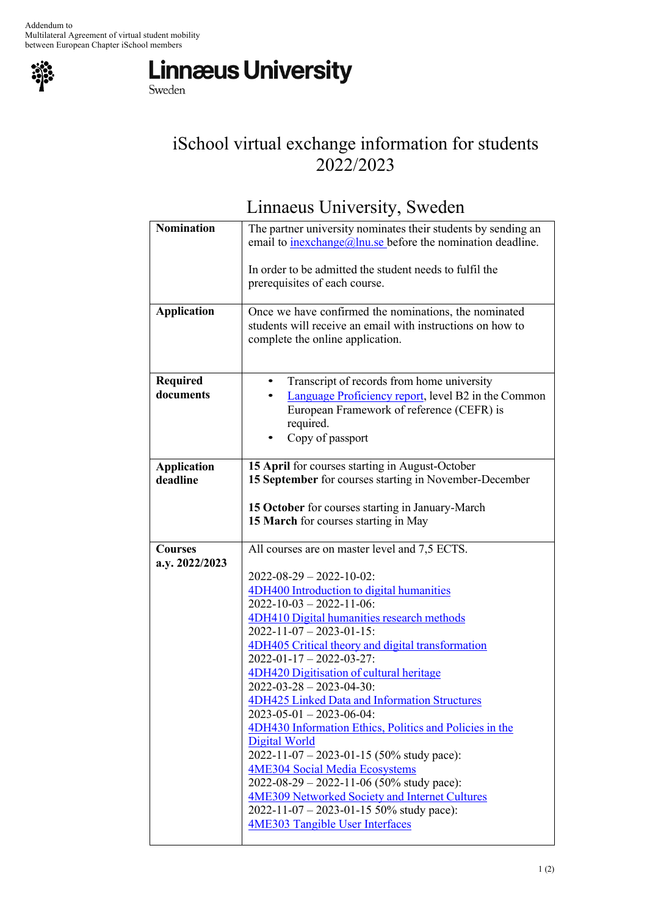Addendum to
Multilateral Agreement of virtual student mobility
between European Chapter iSchool members

Linnæus University
Sweden

# iSchool virtual exchange information for students 2022/2023

## Linnaeus University, Sweden

| | |
|---|---|
| **Nomination** | The partner university nominates their students by sending an email to inexchange@lnu.se before the nomination deadline.<br><br>In order to be admitted the student needs to fulfil the prerequisites of each course. |
| **Application** | Once we have confirmed the nominations, the nominated students will receive an email with instructions on how to complete the online application. |
| **Required documents** | • Transcript of records from home university<br>• Language Proficiency report, level B2 in the Common European Framework of reference (CEFR) is required.<br>• Copy of passport |
| **Application deadline** | **15 April** for courses starting in August-October<br>**15 September** for courses starting in November-December<br><br>**15 October** for courses starting in January-March<br>**15 March** for courses starting in May |
| **Courses a.y. 2022/2023** | All courses are on master level and 7,5 ECTS.<br><br>2022-08-29 – 2022-10-02:<br>4DH400 Introduction to digital humanities<br>2022-10-03 – 2022-11-06:<br>4DH410 Digital humanities research methods<br>2022-11-07 – 2023-01-15:<br>4DH405 Critical theory and digital transformation<br>2022-01-17 – 2022-03-27:<br>4DH420 Digitisation of cultural heritage<br>2022-03-28 – 2023-04-30:<br>4DH425 Linked Data and Information Structures<br>2023-05-01 – 2023-06-04:<br>4DH430 Information Ethics, Politics and Policies in the Digital World<br>2022-11-07 – 2023-01-15 (50% study pace):<br>4ME304 Social Media Ecosystems<br>2022-08-29 – 2022-11-06 (50% study pace):<br>4ME309 Networked Society and Internet Cultures<br>2022-11-07 – 2023-01-15 50% study pace):<br>4ME303 Tangible User Interfaces |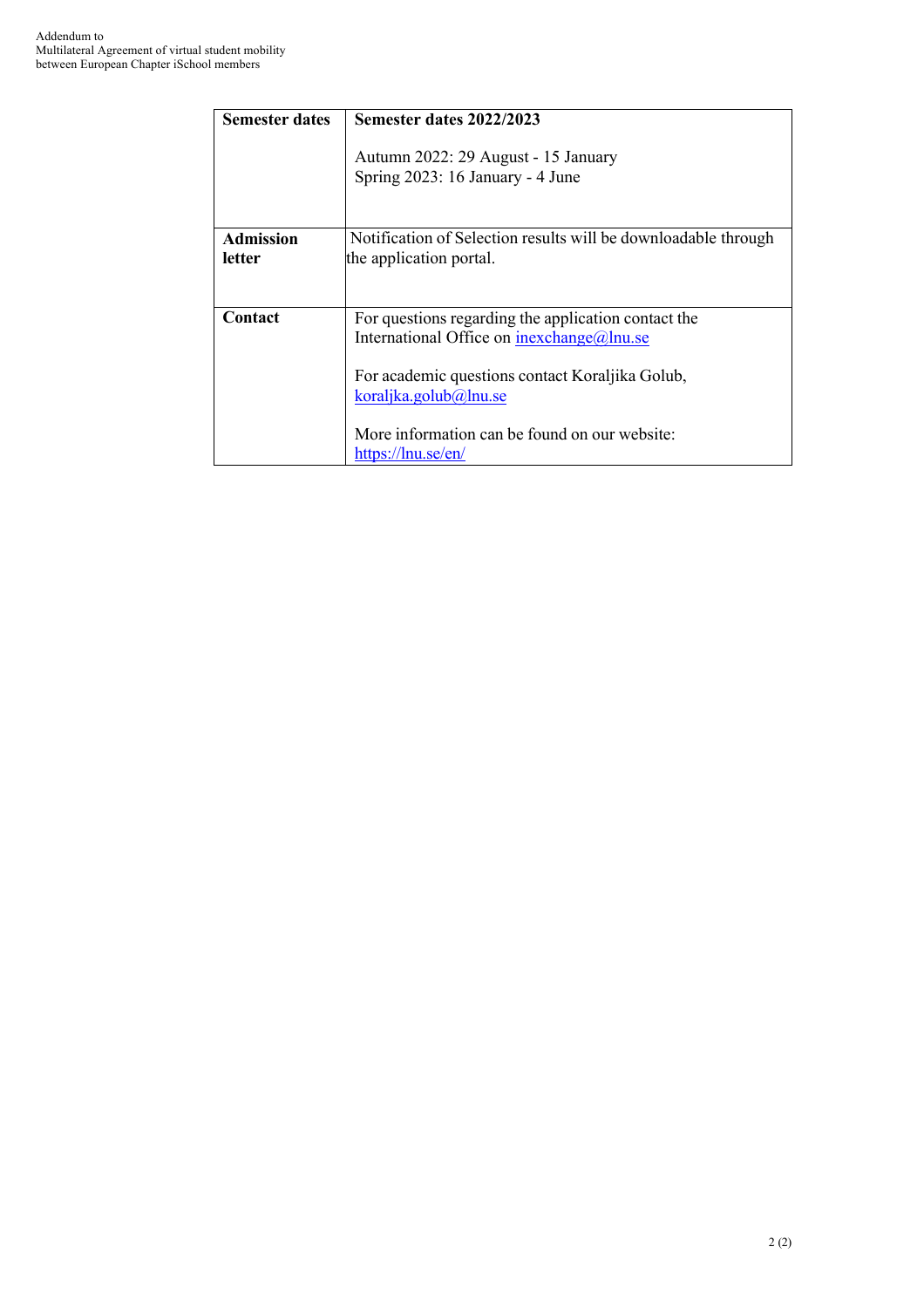| | |
|---|---|
| **Semester dates** | **Semester dates 2022/2023**<br><br>Autumn 2022: 29 August - 15 January<br>Spring 2023: 16 January - 4 June |
| **Admission letter** | Notification of Selection results will be downloadable through the application portal. |
| **Contact** | For questions regarding the application contact the International Office on inexchange@lnu.se<br><br>For academic questions contact Koraljika Golub, koraljka.golub@lnu.se<br><br>More information can be found on our website: https://lnu.se/en/ |